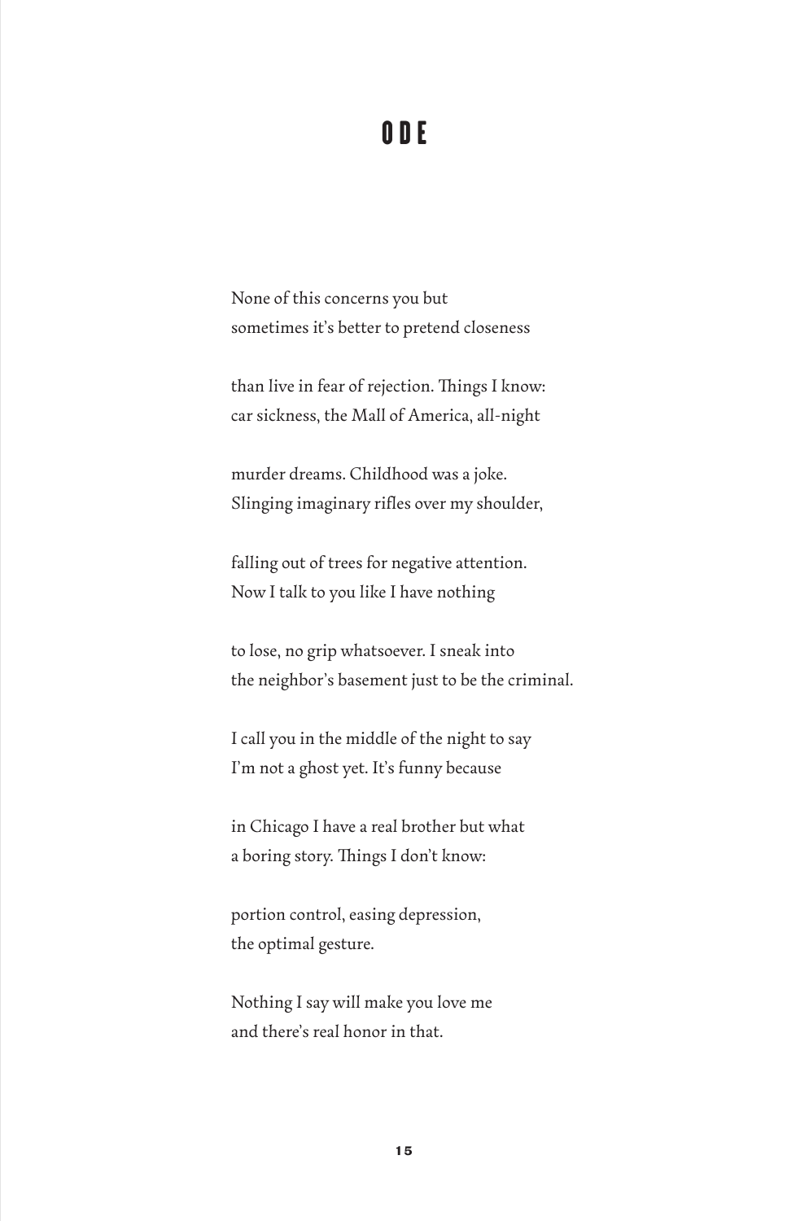# ODE

None of this concerns you but
sometimes it's better to pretend closeness

than live in fear of rejection. Things I know:
car sickness, the Mall of America, all-night

murder dreams. Childhood was a joke.
Slinging imaginary rifles over my shoulder,

falling out of trees for negative attention.
Now I talk to you like I have nothing

to lose, no grip whatsoever. I sneak into
the neighbor's basement just to be the criminal.

I call you in the middle of the night to say
I'm not a ghost yet. It's funny because

in Chicago I have a real brother but what
a boring story. Things I don't know:

portion control, easing depression,
the optimal gesture.

Nothing I say will make you love me
and there's real honor in that.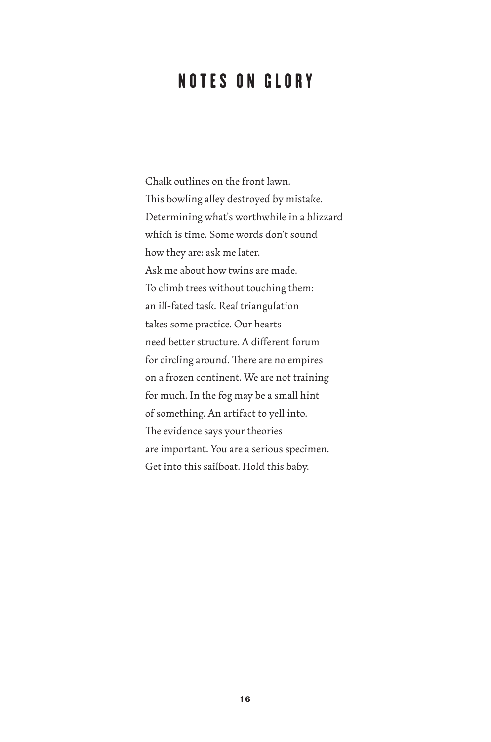# NOTES ON GLORY

Chalk outlines on the front lawn.
This bowling alley destroyed by mistake.
Determining what's worthwhile in a blizzard
which is time. Some words don't sound
how they are: ask me later.
Ask me about how twins are made.
To climb trees without touching them:
an ill-fated task. Real triangulation
takes some practice. Our hearts
need better structure. A different forum
for circling around. There are no empires
on a frozen continent. We are not training
for much. In the fog may be a small hint
of something. An artifact to yell into.
The evidence says your theories
are important. You are a serious specimen.
Get into this sailboat. Hold this baby.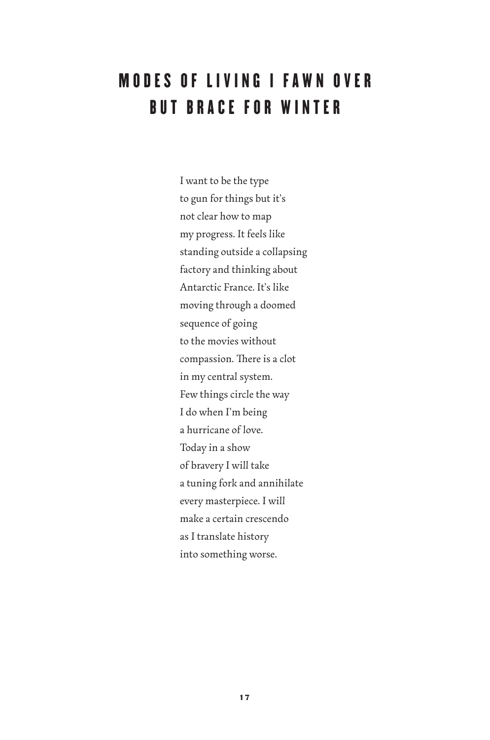# MODES OF LIVING I FAWN OVER BUT BRACE FOR WINTER

I want to be the type  
to gun for things but it's  
not clear how to map  
my progress. It feels like  
standing outside a collapsing  
factory and thinking about  
Antarctic France. It's like  
moving through a doomed  
sequence of going  
to the movies without  
compassion. There is a clot  
in my central system.  
Few things circle the way  
I do when I'm being  
a hurricane of love.  
Today in a show  
of bravery I will take  
a tuning fork and annihilate  
every masterpiece. I will  
make a certain crescendo  
as I translate history  
into something worse.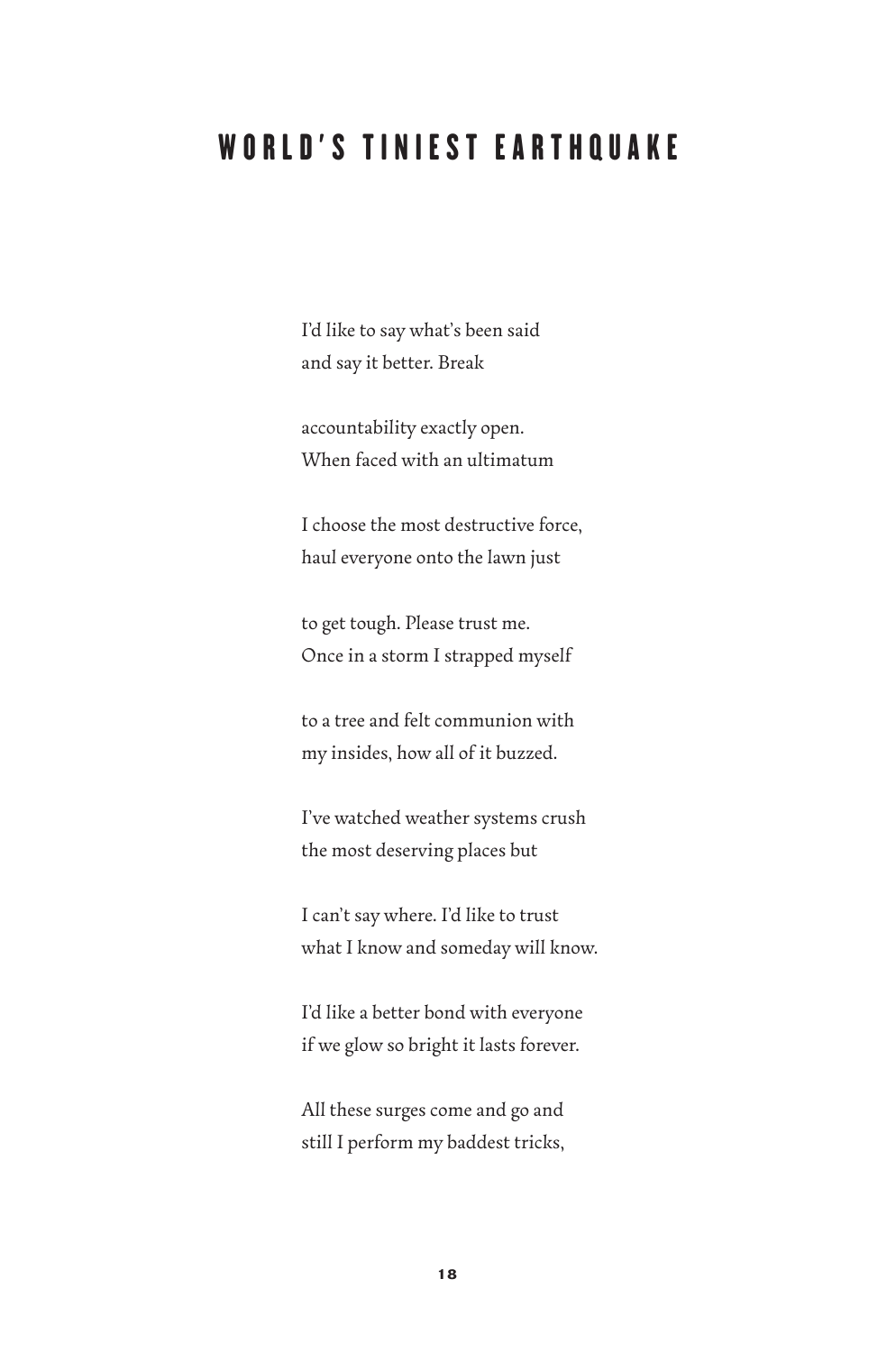# WORLD'S TINIEST EARTHQUAKE

I'd like to say what's been said
and say it better. Break

accountability exactly open.
When faced with an ultimatum

I choose the most destructive force,
haul everyone onto the lawn just

to get tough. Please trust me.
Once in a storm I strapped myself

to a tree and felt communion with
my insides, how all of it buzzed.

I've watched weather systems crush
the most deserving places but

I can't say where. I'd like to trust
what I know and someday will know.

I'd like a better bond with everyone
if we glow so bright it lasts forever.

All these surges come and go and
still I perform my baddest tricks,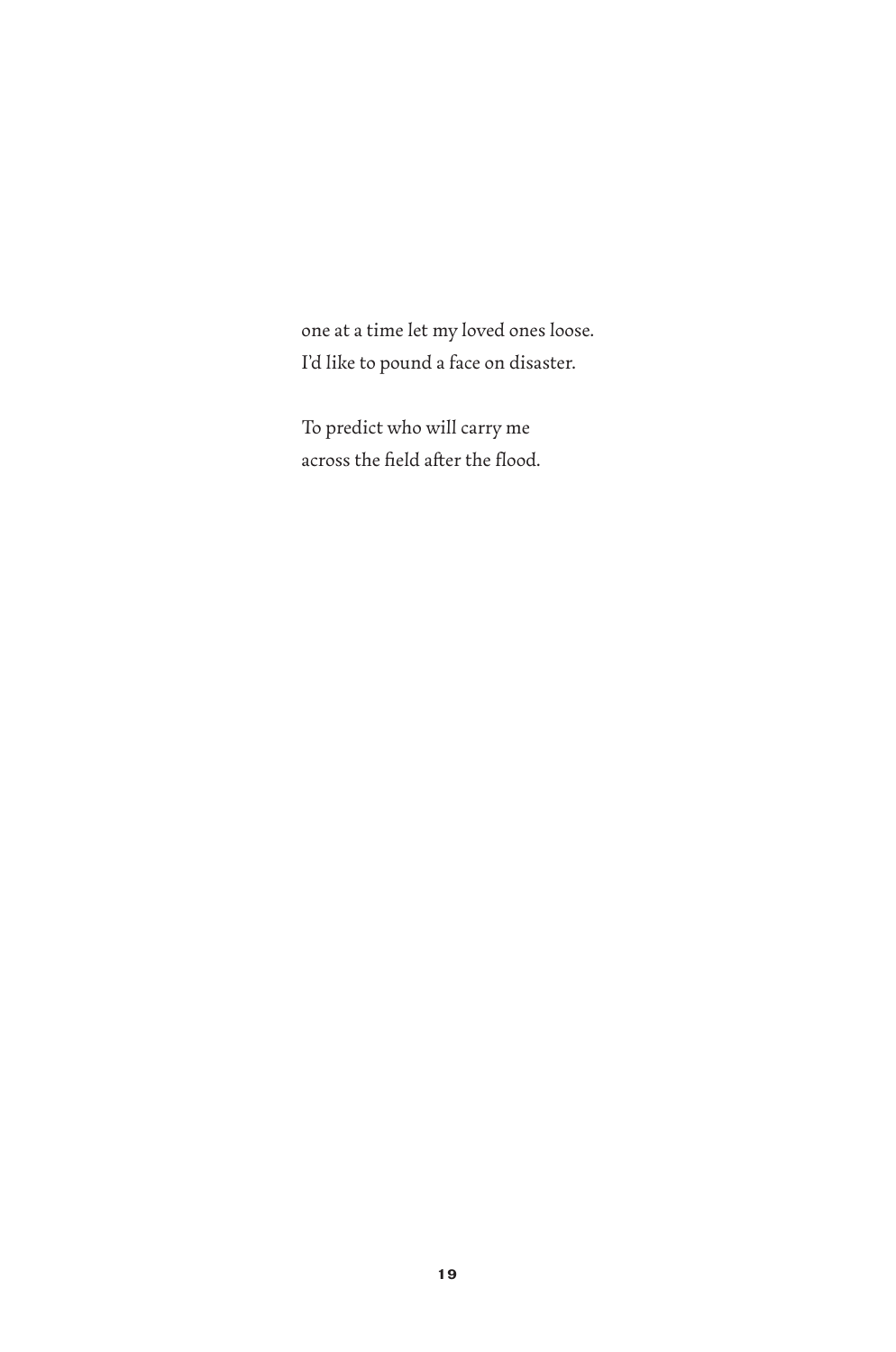one at a time let my loved ones loose.
I'd like to pound a face on disaster.

To predict who will carry me
across the field after the flood.